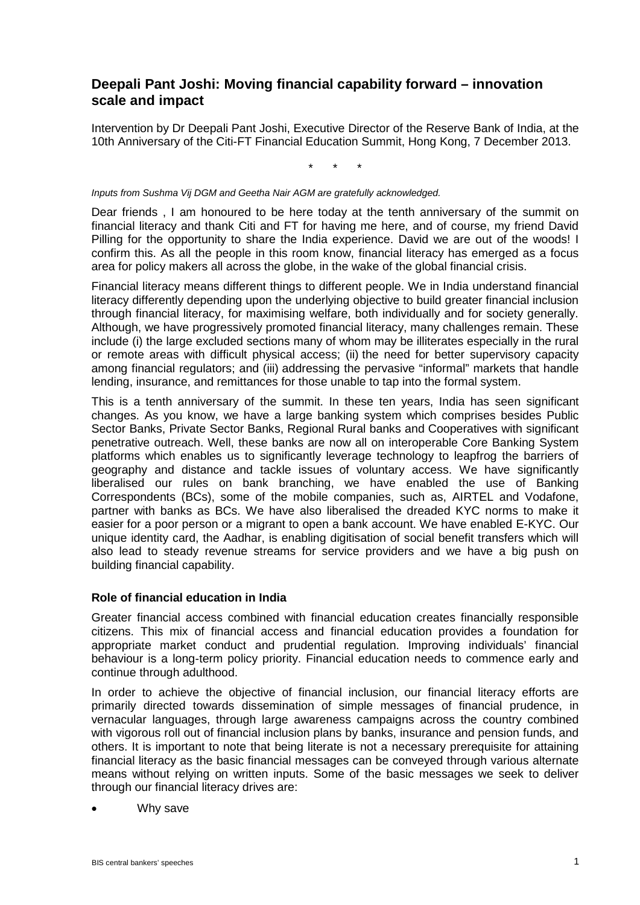## Deepali Pant Joshi: Moving financial capability forward – innovation scale and impact

Intervention by Dr Deepali Pant Joshi, Executive Director of the Reserve Bank of India, at the 10th Anniversary of the Citi-FT Financial Education Summit, Hong Kong, 7 December 2013.

\*      \*      \*

*Inputs from Sushma Vij DGM and Geetha Nair AGM are gratefully acknowledged.*

Dear friends , I am honoured to be here today at the tenth anniversary of the summit on financial literacy and thank Citi and FT for having me here, and of course, my friend David Pilling for the opportunity to share the India experience. David we are out of the woods! I confirm this. As all the people in this room know, financial literacy has emerged as a focus area for policy makers all across the globe, in the wake of the global financial crisis.

Financial literacy means different things to different people. We in India understand financial literacy differently depending upon the underlying objective to build greater financial inclusion through financial literacy, for maximising welfare, both individually and for society generally. Although, we have progressively promoted financial literacy, many challenges remain. These include (i) the large excluded sections many of whom may be illiterates especially in the rural or remote areas with difficult physical access; (ii) the need for better supervisory capacity among financial regulators; and (iii) addressing the pervasive "informal" markets that handle lending, insurance, and remittances for those unable to tap into the formal system.

This is a tenth anniversary of the summit. In these ten years, India has seen significant changes. As you know, we have a large banking system which comprises besides Public Sector Banks, Private Sector Banks, Regional Rural banks and Cooperatives with significant penetrative outreach. Well, these banks are now all on interoperable Core Banking System platforms which enables us to significantly leverage technology to leapfrog the barriers of geography and distance and tackle issues of voluntary access. We have significantly liberalised our rules on bank branching, we have enabled the use of Banking Correspondents (BCs), some of the mobile companies, such as, AIRTEL and Vodafone, partner with banks as BCs. We have also liberalised the dreaded KYC norms to make it easier for a poor person or a migrant to open a bank account. We have enabled E-KYC. Our unique identity card, the Aadhar, is enabling digitisation of social benefit transfers which will also lead to steady revenue streams for service providers and we have a big push on building financial capability.

### Role of financial education in India

Greater financial access combined with financial education creates financially responsible citizens. This mix of financial access and financial education provides a foundation for appropriate market conduct and prudential regulation. Improving individuals' financial behaviour is a long-term policy priority. Financial education needs to commence early and continue through adulthood.

In order to achieve the objective of financial inclusion, our financial literacy efforts are primarily directed towards dissemination of simple messages of financial prudence, in vernacular languages, through large awareness campaigns across the country combined with vigorous roll out of financial inclusion plans by banks, insurance and pension funds, and others. It is important to note that being literate is not a necessary prerequisite for attaining financial literacy as the basic financial messages can be conveyed through various alternate means without relying on written inputs. Some of the basic messages we seek to deliver through our financial literacy drives are:

- Why save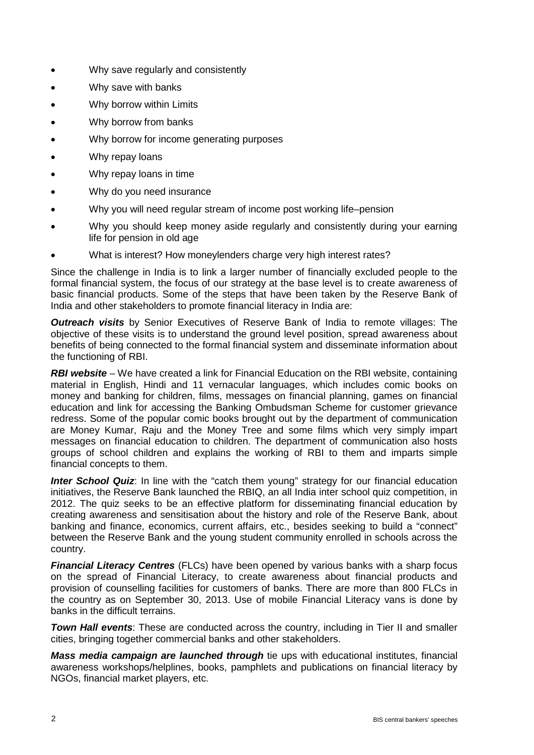- Why save regularly and consistently
- Why save with banks
- Why borrow within Limits
- Why borrow from banks
- Why borrow for income generating purposes
- Why repay loans
- Why repay loans in time
- Why do you need insurance
- Why you will need regular stream of income post working life–pension
- Why you should keep money aside regularly and consistently during your earning life for pension in old age
- What is interest? How moneylenders charge very high interest rates?

Since the challenge in India is to link a larger number of financially excluded people to the formal financial system, the focus of our strategy at the base level is to create awareness of basic financial products. Some of the steps that have been taken by the Reserve Bank of India and other stakeholders to promote financial literacy in India are:

***Outreach visits*** by Senior Executives of Reserve Bank of India to remote villages: The objective of these visits is to understand the ground level position, spread awareness about benefits of being connected to the formal financial system and disseminate information about the functioning of RBI.

***RBI website*** – We have created a link for Financial Education on the RBI website, containing material in English, Hindi and 11 vernacular languages, which includes comic books on money and banking for children, films, messages on financial planning, games on financial education and link for accessing the Banking Ombudsman Scheme for customer grievance redress. Some of the popular comic books brought out by the department of communication are Money Kumar, Raju and the Money Tree and some films which very simply impart messages on financial education to children. The department of communication also hosts groups of school children and explains the working of RBI to them and imparts simple financial concepts to them.

***Inter School Quiz***: In line with the "catch them young" strategy for our financial education initiatives, the Reserve Bank launched the RBIQ, an all India inter school quiz competition, in 2012. The quiz seeks to be an effective platform for disseminating financial education by creating awareness and sensitisation about the history and role of the Reserve Bank, about banking and finance, economics, current affairs, etc., besides seeking to build a "connect" between the Reserve Bank and the young student community enrolled in schools across the country.

***Financial Literacy Centres*** (FLCs) have been opened by various banks with a sharp focus on the spread of Financial Literacy, to create awareness about financial products and provision of counselling facilities for customers of banks. There are more than 800 FLCs in the country as on September 30, 2013. Use of mobile Financial Literacy vans is done by banks in the difficult terrains.

***Town Hall events***: These are conducted across the country, including in Tier II and smaller cities, bringing together commercial banks and other stakeholders.

***Mass media campaign are launched through*** tie ups with educational institutes, financial awareness workshops/helplines, books, pamphlets and publications on financial literacy by NGOs, financial market players, etc.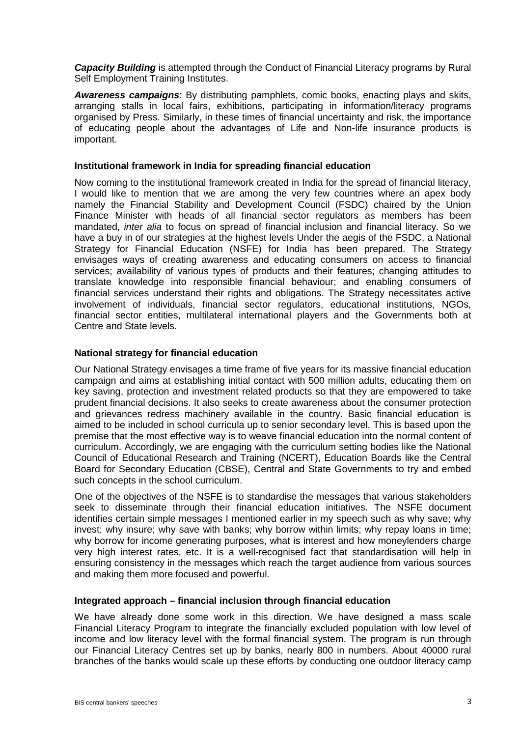***Capacity Building*** is attempted through the Conduct of Financial Literacy programs by Rural Self Employment Training Institutes.

***Awareness campaigns***: By distributing pamphlets, comic books, enacting plays and skits, arranging stalls in local fairs, exhibitions, participating in information/literacy programs organised by Press. Similarly, in these times of financial uncertainty and risk, the importance of educating people about the advantages of Life and Non-life insurance products is important.

**Institutional framework in India for spreading financial education**

Now coming to the institutional framework created in India for the spread of financial literacy, I would like to mention that we are among the very few countries where an apex body namely the Financial Stability and Development Council (FSDC) chaired by the Union Finance Minister with heads of all financial sector regulators as members has been mandated, *inter alia* to focus on spread of financial inclusion and financial literacy. So we have a buy in of our strategies at the highest levels Under the aegis of the FSDC, a National Strategy for Financial Education (NSFE) for India has been prepared. The Strategy envisages ways of creating awareness and educating consumers on access to financial services; availability of various types of products and their features; changing attitudes to translate knowledge into responsible financial behaviour; and enabling consumers of financial services understand their rights and obligations. The Strategy necessitates active involvement of individuals, financial sector regulators, educational institutions, NGOs, financial sector entities, multilateral international players and the Governments both at Centre and State levels.

**National strategy for financial education**

Our National Strategy envisages a time frame of five years for its massive financial education campaign and aims at establishing initial contact with 500 million adults, educating them on key saving, protection and investment related products so that they are empowered to take prudent financial decisions. It also seeks to create awareness about the consumer protection and grievances redress machinery available in the country. Basic financial education is aimed to be included in school curricula up to senior secondary level. This is based upon the premise that the most effective way is to weave financial education into the normal content of curriculum. Accordingly, we are engaging with the curriculum setting bodies like the National Council of Educational Research and Training (NCERT), Education Boards like the Central Board for Secondary Education (CBSE), Central and State Governments to try and embed such concepts in the school curriculum.

One of the objectives of the NSFE is to standardise the messages that various stakeholders seek to disseminate through their financial education initiatives. The NSFE document identifies certain simple messages I mentioned earlier in my speech such as why save; why invest; why insure; why save with banks; why borrow within limits; why repay loans in time; why borrow for income generating purposes, what is interest and how moneylenders charge very high interest rates, etc. It is a well-recognised fact that standardisation will help in ensuring consistency in the messages which reach the target audience from various sources and making them more focused and powerful.

**Integrated approach – financial inclusion through financial education**

We have already done some work in this direction. We have designed a mass scale Financial Literacy Program to integrate the financially excluded population with low level of income and low literacy level with the formal financial system. The program is run through our Financial Literacy Centres set up by banks, nearly 800 in numbers. About 40000 rural branches of the banks would scale up these efforts by conducting one outdoor literacy camp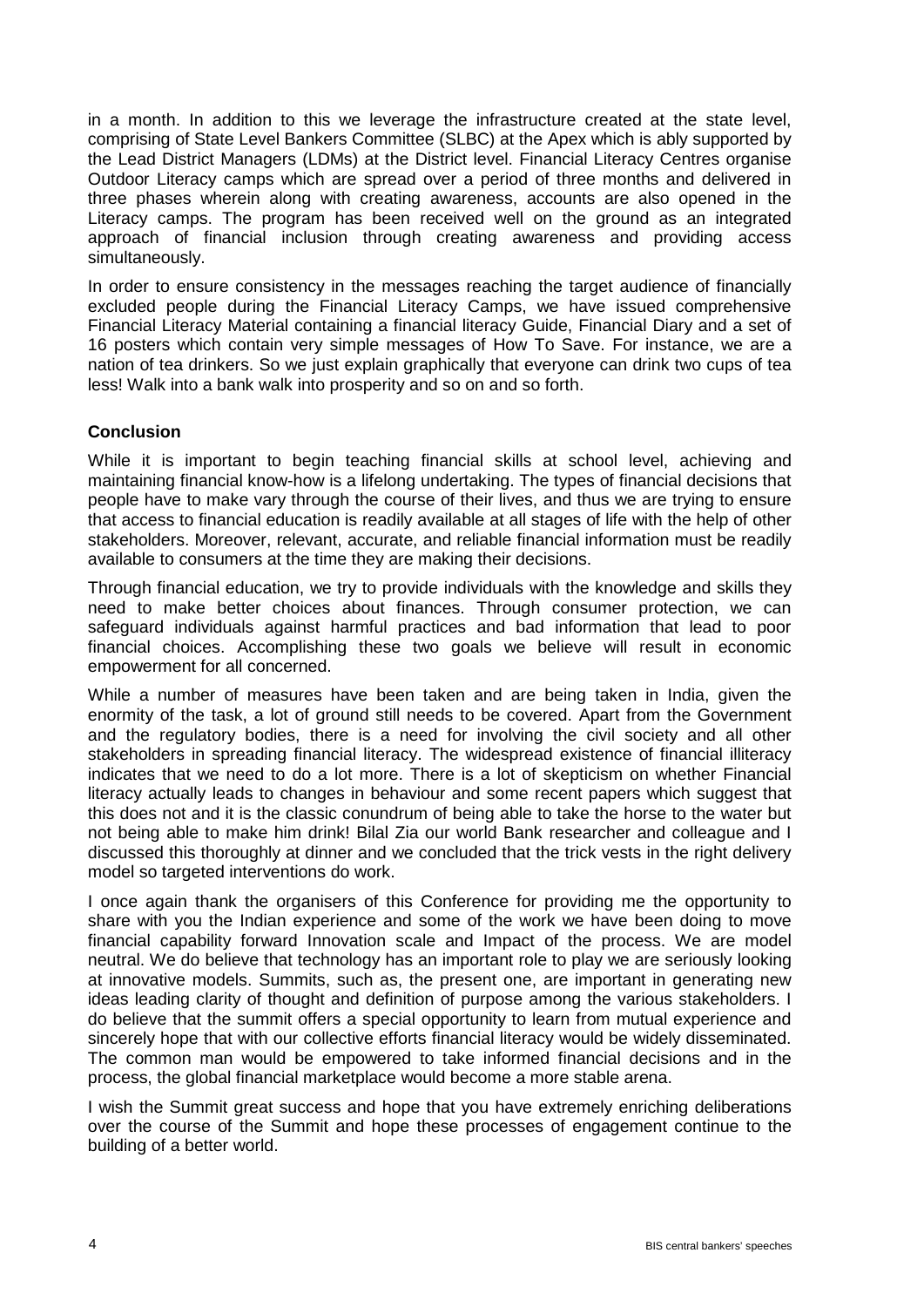in a month. In addition to this we leverage the infrastructure created at the state level, comprising of State Level Bankers Committee (SLBC) at the Apex which is ably supported by the Lead District Managers (LDMs) at the District level. Financial Literacy Centres organise Outdoor Literacy camps which are spread over a period of three months and delivered in three phases wherein along with creating awareness, accounts are also opened in the Literacy camps. The program has been received well on the ground as an integrated approach of financial inclusion through creating awareness and providing access simultaneously.

In order to ensure consistency in the messages reaching the target audience of financially excluded people during the Financial Literacy Camps, we have issued comprehensive Financial Literacy Material containing a financial literacy Guide, Financial Diary and a set of 16 posters which contain very simple messages of How To Save. For instance, we are a nation of tea drinkers. So we just explain graphically that everyone can drink two cups of tea less! Walk into a bank walk into prosperity and so on and so forth.

**Conclusion**

While it is important to begin teaching financial skills at school level, achieving and maintaining financial know-how is a lifelong undertaking. The types of financial decisions that people have to make vary through the course of their lives, and thus we are trying to ensure that access to financial education is readily available at all stages of life with the help of other stakeholders. Moreover, relevant, accurate, and reliable financial information must be readily available to consumers at the time they are making their decisions.

Through financial education, we try to provide individuals with the knowledge and skills they need to make better choices about finances. Through consumer protection, we can safeguard individuals against harmful practices and bad information that lead to poor financial choices. Accomplishing these two goals we believe will result in economic empowerment for all concerned.

While a number of measures have been taken and are being taken in India, given the enormity of the task, a lot of ground still needs to be covered. Apart from the Government and the regulatory bodies, there is a need for involving the civil society and all other stakeholders in spreading financial literacy. The widespread existence of financial illiteracy indicates that we need to do a lot more. There is a lot of skepticism on whether Financial literacy actually leads to changes in behaviour and some recent papers which suggest that this does not and it is the classic conundrum of being able to take the horse to the water but not being able to make him drink! Bilal Zia our world Bank researcher and colleague and I discussed this thoroughly at dinner and we concluded that the trick vests in the right delivery model so targeted interventions do work.

I once again thank the organisers of this Conference for providing me the opportunity to share with you the Indian experience and some of the work we have been doing to move financial capability forward Innovation scale and Impact of the process. We are model neutral. We do believe that technology has an important role to play we are seriously looking at innovative models. Summits, such as, the present one, are important in generating new ideas leading clarity of thought and definition of purpose among the various stakeholders. I do believe that the summit offers a special opportunity to learn from mutual experience and sincerely hope that with our collective efforts financial literacy would be widely disseminated. The common man would be empowered to take informed financial decisions and in the process, the global financial marketplace would become a more stable arena.

I wish the Summit great success and hope that you have extremely enriching deliberations over the course of the Summit and hope these processes of engagement continue to the building of a better world.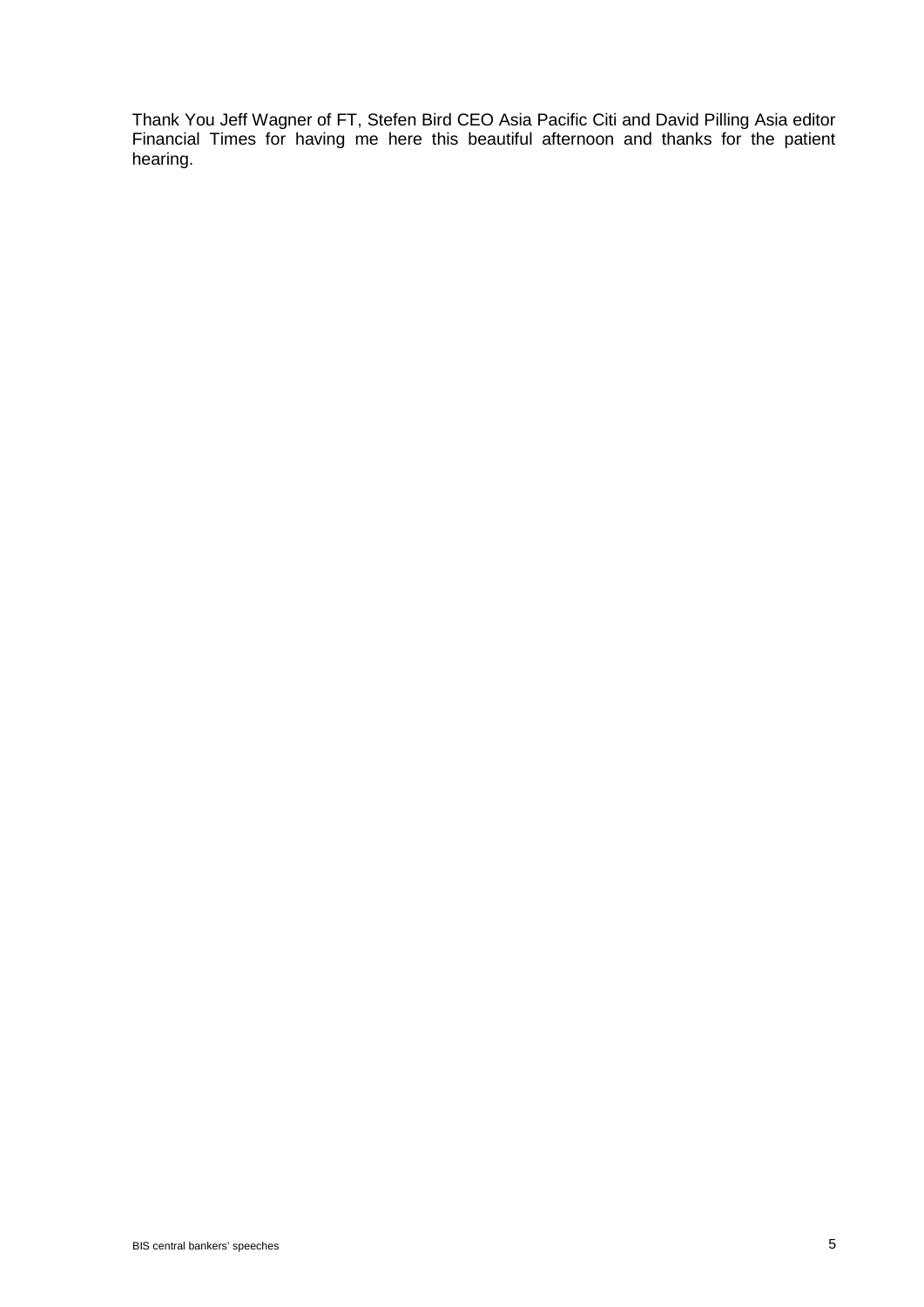Thank You Jeff Wagner of FT, Stefen Bird CEO Asia Pacific Citi and David Pilling Asia editor Financial Times for having me here this beautiful afternoon and thanks for the patient hearing.